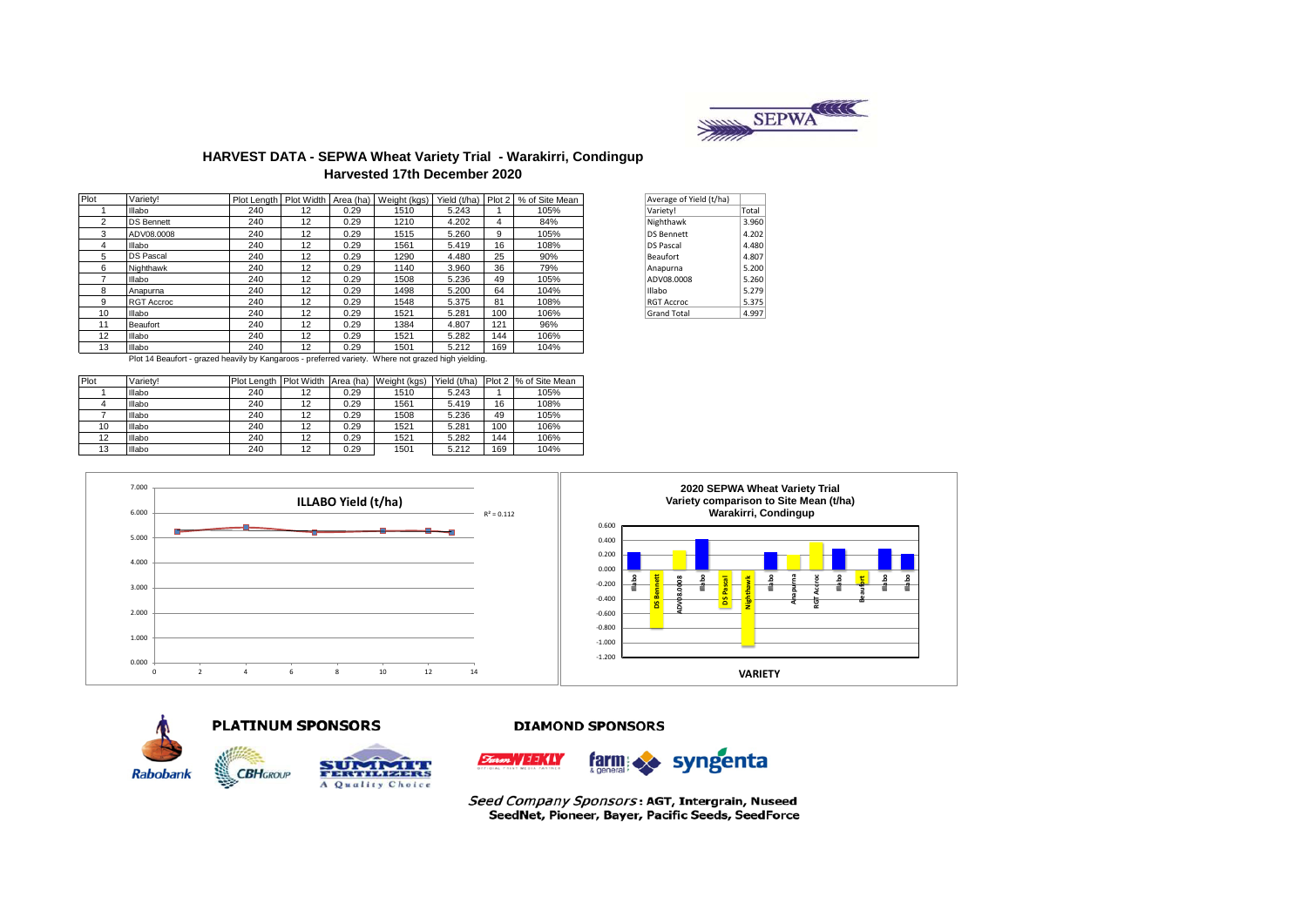## HARVEST DATA - SEPWA Wheat Variety Trial - Warakirri, Condingup

### Harvested 17th December 2020

| Plot | Variety! | Plot Length | Plot Width | Area (ha) | Weight (kgs) | Yield (t/ha) | Plot 2 | % of Site Mean |
|---|---|---|---|---|---|---|---|---|
| 1 | Illabo | 240 | 12 | 0.29 | 1510 | 5.243 | 1 | 105% |
| 2 | DS Bennett | 240 | 12 | 0.29 | 1210 | 4.202 | 4 | 84% |
| 3 | ADV08.0008 | 240 | 12 | 0.29 | 1515 | 5.260 | 9 | 105% |
| 4 | Illabo | 240 | 12 | 0.29 | 1561 | 5.419 | 16 | 108% |
| 5 | DS Pascal | 240 | 12 | 0.29 | 1290 | 4.480 | 25 | 90% |
| 6 | Nighthawk | 240 | 12 | 0.29 | 1140 | 3.960 | 36 | 79% |
| 7 | Illabo | 240 | 12 | 0.29 | 1508 | 5.236 | 49 | 105% |
| 8 | Anapurna | 240 | 12 | 0.29 | 1498 | 5.200 | 64 | 104% |
| 9 | RGT Accroc | 240 | 12 | 0.29 | 1548 | 5.375 | 81 | 108% |
| 10 | Illabo | 240 | 12 | 0.29 | 1521 | 5.281 | 100 | 106% |
| 11 | Beaufort | 240 | 12 | 0.29 | 1384 | 4.807 | 121 | 96% |
| 12 | Illabo | 240 | 12 | 0.29 | 1521 | 5.282 | 144 | 106% |
| 13 | Illabo | 240 | 12 | 0.29 | 1501 | 5.212 | 169 | 104% |

Plot 14 Beaufort - grazed heavily by Kangaroos - preferred variety. Where not grazed high yielding.

| Average of Yield (t/ha) | |
|---|---|
| Variety! | Total |
| Nighthawk | 3.960 |
| DS Bennett | 4.202 |
| DS Pascal | 4.480 |
| Beaufort | 4.807 |
| Anapurna | 5.200 |
| ADV08.0008 | 5.260 |
| Illabo | 5.279 |
| RGT Accroc | 5.375 |
| Grand Total | 4.997 |

| Plot | Variety! | Plot Length | Plot Width | Area (ha) | Weight (kgs) | Yield (t/ha) | Plot 2 | % of Site Mean |
|---|---|---|---|---|---|---|---|---|
| 1 | Illabo | 240 | 12 | 0.29 | 1510 | 5.243 | 1 | 105% |
| 4 | Illabo | 240 | 12 | 0.29 | 1561 | 5.419 | 16 | 108% |
| 7 | Illabo | 240 | 12 | 0.29 | 1508 | 5.236 | 49 | 105% |
| 10 | Illabo | 240 | 12 | 0.29 | 1521 | 5.281 | 100 | 106% |
| 12 | Illabo | 240 | 12 | 0.29 | 1521 | 5.282 | 144 | 106% |
| 13 | Illabo | 240 | 12 | 0.29 | 1501 | 5.212 | 169 | 104% |

**ILLABO Yield (t/ha)**

$R^2 = 0.112$

**2020 SEPWA Wheat Variety Trial**
**Variety comparison to Site Mean (t/ha)**
**Warakirri, Condingup**

**VARIETY**

**PLATINUM SPONSORS**

**DIAMOND SPONSORS**

*Seed Company Sponsors*: **AGT, Intergrain, Nuseed SeedNet, Pioneer, Bayer, Pacific Seeds, SeedForce**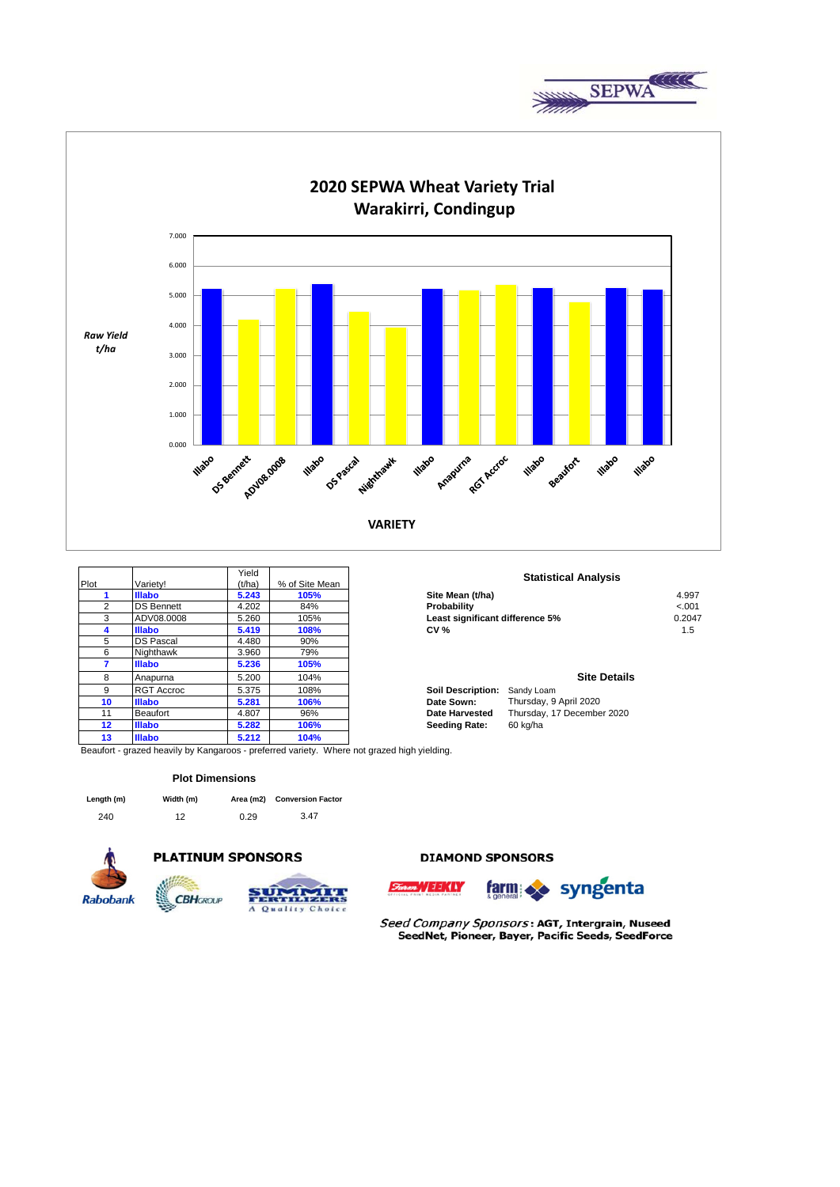# 2020 SEPWA Wheat Variety Trial
## Warakirri, Condingup

Raw Yield t/ha

VARIETY

| Plot | Variety! | Yield (t/ha) | % of Site Mean |
|---|---|---|---|
| **1** | **Illabo** | **5.243** | **105%** |
| 2 | DS Bennett | 4.202 | 84% |
| 3 | ADV08.0008 | 5.260 | 105% |
| **4** | **Illabo** | **5.419** | **108%** |
| 5 | DS Pascal | 4.480 | 90% |
| 6 | Nighthawk | 3.960 | 79% |
| **7** | **Illabo** | **5.236** | **105%** |
| 8 | Anapurna | 5.200 | 104% |
| 9 | RGT Accroc | 5.375 | 108% |
| **10** | **Illabo** | **5.281** | **106%** |
| 11 | Beaufort | 4.807 | 96% |
| **12** | **Illabo** | **5.282** | **106%** |
| **13** | **Illabo** | **5.212** | **104%** |

Beaufort - grazed heavily by Kangaroos - preferred variety. Where not grazed high yielding.

### Statistical Analysis

| | |
|---|---|
| **Site Mean (t/ha)** | 4.997 |
| **Probability** | <.001 |
| **Least significant difference 5%** | 0.2047 |
| **CV %** | 1.5 |

### Site Details

| | |
|---|---|
| **Soil Description:** | Sandy Loam |
| **Date Sown:** | Thursday, 9 April 2020 |
| **Date Harvested** | Thursday, 17 December 2020 |
| **Seeding Rate:** | 60 kg/ha |

### Plot Dimensions

| Length (m) | Width (m) | Area (m2) | Conversion Factor |
|---|---|---|---|
| 240 | 12 | 0.29 | 3.47 |

**PLATINUM SPONSORS**

**DIAMOND SPONSORS**

*Seed Company Sponsors*: **AGT, Intergrain, Nuseed SeedNet, Pioneer, Bayer, Pacific Seeds, SeedForce**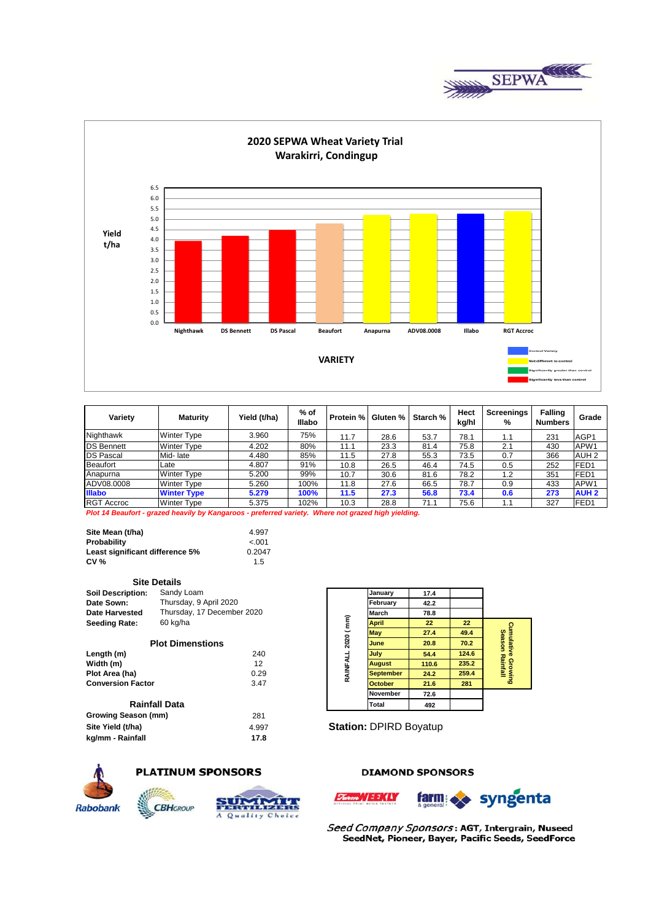# 2020 SEPWA Wheat Variety Trial
## Warakirri, Condingup

Yield t/ha

6.5
6.0
5.5
5.0
4.5
4.0
3.5
3.0
2.5
2.0
1.5
1.0
0.5
0.0

Nighthawk
DS Bennett
DS Pascal
Beaufort
Anapurna
ADV08.0008
Illabo
RGT Accroc

VARIETY

Control Variety
Not different to control
Significantly greater than control
Significantly less than control

| Variety | Maturity | Yield (t/ha) | % of Illabo | Protein % | Gluten % | Starch % | Hect kg/hl | Screenings % | Falling Numbers | Grade |
|---|---|---|---|---|---|---|---|---|---|---|
| Nighthawk | Winter Type | 3.960 | 75% | 11.7 | 28.6 | 53.7 | 78.1 | 1.1 | 231 | AGP1 |
| DS Bennett | Winter Type | 4.202 | 80% | 11.1 | 23.3 | 81.4 | 75.8 | 2.1 | 430 | APW1 |
| DS Pascal | Mid- late | 4.480 | 85% | 11.5 | 27.8 | 55.3 | 73.5 | 0.7 | 366 | AUH 2 |
| Beaufort | Late | 4.807 | 91% | 10.8 | 26.5 | 46.4 | 74.5 | 0.5 | 252 | FED1 |
| Anapurna | Winter Type | 5.200 | 99% | 10.7 | 30.6 | 81.6 | 78.2 | 1.2 | 351 | FED1 |
| ADV08.0008 | Winter Type | 5.260 | 100% | 11.8 | 27.6 | 66.5 | 78.7 | 0.9 | 433 | APW1 |
| **Illabo** | **Winter Type** | **5.279** | **100%** | **11.5** | **27.3** | **56.8** | **73.4** | **0.6** | **273** | **AUH 2** |
| RGT Accroc | Winter Type | 5.375 | 102% | 10.3 | 28.8 | 71.1 | 75.6 | 1.1 | 327 | FED1 |

*Plot 14 Beaufort - grazed heavily by Kangaroos - preferred variety. Where not grazed high yielding.*

| | |
|---|---|
| **Site Mean (t/ha)** | 4.997 |
| **Probability** | <.001 |
| **Least significant difference 5%** | 0.2047 |
| **CV %** | 1.5 |

### Site Details

| | |
|---|---|
| **Soil Description:** | Sandy Loam |
| **Date Sown:** | Thursday, 9 April 2020 |
| **Date Harvested** | Thursday, 17 December 2020 |
| **Seeding Rate:** | 60 kg/ha |

### Plot Dimenstions

| | |
|---|---|
| **Length (m)** | 240 |
| **Width (m)** | 12 |
| **Plot Area (ha)** | 0.29 |
| **Conversion Factor** | 3.47 |

### Rainfall Data

| | |
|---|---|
| **Growing Season (mm)** | 281 |
| **Site Yield (t/ha)** | 4.997 |
| **kg/mm - Rainfall** | **17.8** |

RAINFALL 2020 ( mm)

| Month | Rainfall | Cumulative Growing Season Rainfall |
|---|---|---|
| January | 17.4 | |
| February | 42.2 | |
| March | 78.8 | |
| April | 22 | 22 |
| May | 27.4 | 49.4 |
| June | 20.8 | 70.2 |
| July | 54.4 | 124.6 |
| August | 110.6 | 235.2 |
| September | 24.2 | 259.4 |
| October | 21.6 | 281 |
| November | 72.6 | |
| Total | 492 | |

**Station:** DPIRD Boyatup

**PLATINUM SPONSORS**

Rabobank, CBH GROUP, SUMMIT FERTILIZERS A Quality Choice

**DIAMOND SPONSORS**

Farm WEEKLY, farm & general, syngenta

*Seed Company Sponsors*: **AGT, Intergrain, Nuseed SeedNet, Pioneer, Bayer, Pacific Seeds, SeedForce**